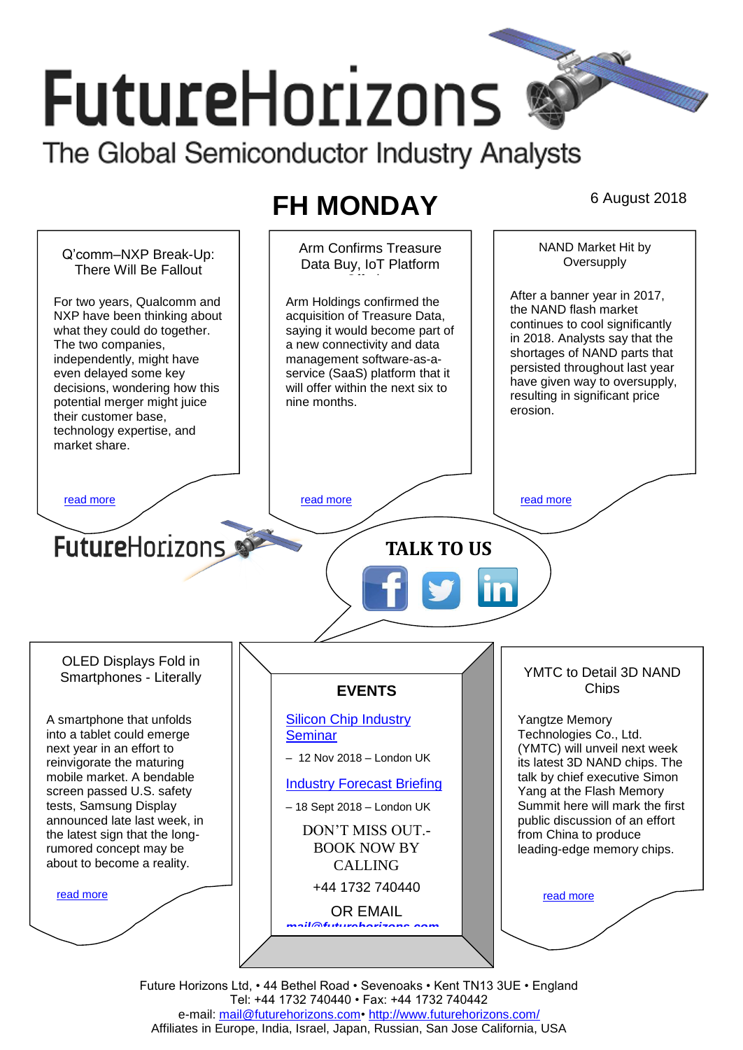# FutureHorizons

The Global Semiconductor Industry Analysts

## FH MONDAY

6 August 2018

### Q'comm–NXP Break-Up: There Will Be Fallout

For two years, Qualcomm and NXP have been thinking about what they could do together. The two companies, independently, might have even delayed some key decisions, wondering how this potential merger might juice their customer base, technology expertise, and market share.

read more

### Arm Confirms Treasure Data Buy, IoT Platform

Arm Holdings confirmed the acquisition of Treasure Data, saying it would become part of a new connectivity and data management software-as-a-service (SaaS) platform that it will offer within the next six to nine months.

read more

### NAND Market Hit by Oversupply

After a banner year in 2017, the NAND flash market continues to cool significantly in 2018. Analysts say that the shortages of NAND parts that persisted throughout last year have given way to oversupply, resulting in significant price erosion.

read more

FutureHorizons

**TALK TO US**

### OLED Displays Fold in Smartphones - Literally

A smartphone that unfolds into a tablet could emerge next year in an effort to reinvigorate the maturing mobile market. A bendable screen passed U.S. safety tests, Samsung Display announced late last week, in the latest sign that the long-rumored concept may be about to become a reality.

read more

### EVENTS

Silicon Chip Industry Seminar

– 12 Nov 2018 – London UK

Industry Forecast Briefing

– 18 Sept 2018 – London UK

DON'T MISS OUT.- BOOK NOW BY CALLING

+44 1732 740440

OR EMAIL

mail@futurehorizons.com

### YMTC to Detail 3D NAND Chips

Yangtze Memory Technologies Co., Ltd. (YMTC) will unveil next week its latest 3D NAND chips. The talk by chief executive Simon Yang at the Flash Memory Summit here will mark the first public discussion of an effort from China to produce leading-edge memory chips.

read more

Future Horizons Ltd, • 44 Bethel Road • Sevenoaks • Kent TN13 3UE • England
Tel: +44 1732 740440 • Fax: +44 1732 740442
e-mail: mail@futurehorizons.com• http://www.futurehorizons.com/
Affiliates in Europe, India, Israel, Japan, Russian, San Jose California, USA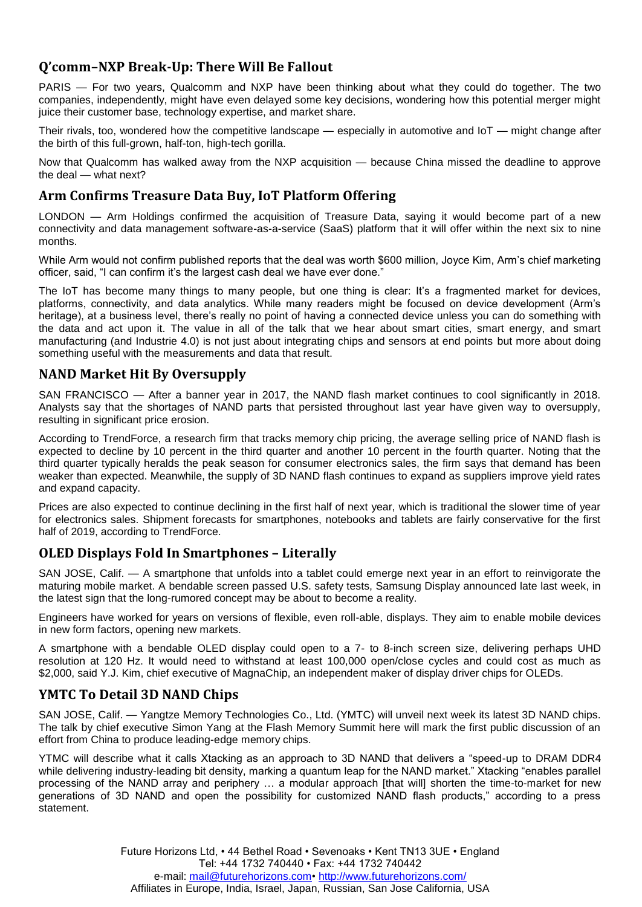## Q'comm–NXP Break-Up: There Will Be Fallout

PARIS — For two years, Qualcomm and NXP have been thinking about what they could do together. The two companies, independently, might have even delayed some key decisions, wondering how this potential merger might juice their customer base, technology expertise, and market share.

Their rivals, too, wondered how the competitive landscape — especially in automotive and IoT — might change after the birth of this full-grown, half-ton, high-tech gorilla.

Now that Qualcomm has walked away from the NXP acquisition — because China missed the deadline to approve the deal — what next?

## Arm Confirms Treasure Data Buy, IoT Platform Offering

LONDON — Arm Holdings confirmed the acquisition of Treasure Data, saying it would become part of a new connectivity and data management software-as-a-service (SaaS) platform that it will offer within the next six to nine months.

While Arm would not confirm published reports that the deal was worth $600 million, Joyce Kim, Arm's chief marketing officer, said, "I can confirm it's the largest cash deal we have ever done."

The IoT has become many things to many people, but one thing is clear: It's a fragmented market for devices, platforms, connectivity, and data analytics. While many readers might be focused on device development (Arm's heritage), at a business level, there's really no point of having a connected device unless you can do something with the data and act upon it. The value in all of the talk that we hear about smart cities, smart energy, and smart manufacturing (and Industrie 4.0) is not just about integrating chips and sensors at end points but more about doing something useful with the measurements and data that result.

## NAND Market Hit By Oversupply

SAN FRANCISCO — After a banner year in 2017, the NAND flash market continues to cool significantly in 2018. Analysts say that the shortages of NAND parts that persisted throughout last year have given way to oversupply, resulting in significant price erosion.

According to TrendForce, a research firm that tracks memory chip pricing, the average selling price of NAND flash is expected to decline by 10 percent in the third quarter and another 10 percent in the fourth quarter. Noting that the third quarter typically heralds the peak season for consumer electronics sales, the firm says that demand has been weaker than expected. Meanwhile, the supply of 3D NAND flash continues to expand as suppliers improve yield rates and expand capacity.

Prices are also expected to continue declining in the first half of next year, which is traditional the slower time of year for electronics sales. Shipment forecasts for smartphones, notebooks and tablets are fairly conservative for the first half of 2019, according to TrendForce.

## OLED Displays Fold In Smartphones – Literally

SAN JOSE, Calif. — A smartphone that unfolds into a tablet could emerge next year in an effort to reinvigorate the maturing mobile market. A bendable screen passed U.S. safety tests, Samsung Display announced late last week, in the latest sign that the long-rumored concept may be about to become a reality.

Engineers have worked for years on versions of flexible, even roll-able, displays. They aim to enable mobile devices in new form factors, opening new markets.

A smartphone with a bendable OLED display could open to a 7- to 8-inch screen size, delivering perhaps UHD resolution at 120 Hz. It would need to withstand at least 100,000 open/close cycles and could cost as much as $2,000, said Y.J. Kim, chief executive of MagnaChip, an independent maker of display driver chips for OLEDs.

## YMTC To Detail 3D NAND Chips

SAN JOSE, Calif. — Yangtze Memory Technologies Co., Ltd. (YMTC) will unveil next week its latest 3D NAND chips. The talk by chief executive Simon Yang at the Flash Memory Summit here will mark the first public discussion of an effort from China to produce leading-edge memory chips.

YTMC will describe what it calls Xtacking as an approach to 3D NAND that delivers a "speed-up to DRAM DDR4 while delivering industry-leading bit density, marking a quantum leap for the NAND market." Xtacking "enables parallel processing of the NAND array and periphery … a modular approach [that will] shorten the time-to-market for new generations of 3D NAND and open the possibility for customized NAND flash products," according to a press statement.

Future Horizons Ltd, • 44 Bethel Road • Sevenoaks • Kent TN13 3UE • England
Tel: +44 1732 740440 • Fax: +44 1732 740442
e-mail: mail@futurehorizons.com• http://www.futurehorizons.com/
Affiliates in Europe, India, Israel, Japan, Russian, San Jose California, USA